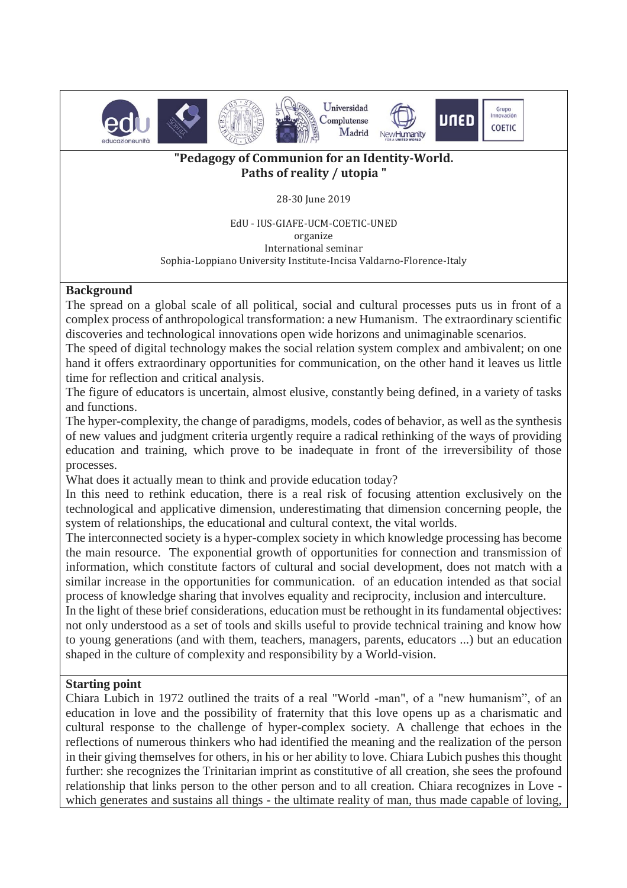# "Pedagogy of Communion for an Identity-World. Paths of reality / utopia "

28-30 June 2019

EdU - IUS-GIAFE-UCM-COETIC-UNED
organize
International seminar
Sophia-Loppiano University Institute-Incisa Valdarno-Florence-Italy

**Background**

The spread on a global scale of all political, social and cultural processes puts us in front of a complex process of anthropological transformation: a new Humanism. The extraordinary scientific discoveries and technological innovations open wide horizons and unimaginable scenarios.

The speed of digital technology makes the social relation system complex and ambivalent; on one hand it offers extraordinary opportunities for communication, on the other hand it leaves us little time for reflection and critical analysis.

The figure of educators is uncertain, almost elusive, constantly being defined, in a variety of tasks and functions.

The hyper-complexity, the change of paradigms, models, codes of behavior, as well as the synthesis of new values and judgment criteria urgently require a radical rethinking of the ways of providing education and training, which prove to be inadequate in front of the irreversibility of those processes.

What does it actually mean to think and provide education today?

In this need to rethink education, there is a real risk of focusing attention exclusively on the technological and applicative dimension, underestimating that dimension concerning people, the system of relationships, the educational and cultural context, the vital worlds.

The interconnected society is a hyper-complex society in which knowledge processing has become the main resource. The exponential growth of opportunities for connection and transmission of information, which constitute factors of cultural and social development, does not match with a similar increase in the opportunities for communication. of an education intended as that social process of knowledge sharing that involves equality and reciprocity, inclusion and interculture.

In the light of these brief considerations, education must be rethought in its fundamental objectives: not only understood as a set of tools and skills useful to provide technical training and know how to young generations (and with them, teachers, managers, parents, educators ...) but an education shaped in the culture of complexity and responsibility by a World-vision.

**Starting point**

Chiara Lubich in 1972 outlined the traits of a real "World -man", of a "new humanism", of an education in love and the possibility of fraternity that this love opens up as a charismatic and cultural response to the challenge of hyper-complex society. A challenge that echoes in the reflections of numerous thinkers who had identified the meaning and the realization of the person in their giving themselves for others, in his or her ability to love. Chiara Lubich pushes this thought further: she recognizes the Trinitarian imprint as constitutive of all creation, she sees the profound relationship that links person to the other person and to all creation. Chiara recognizes in Love - which generates and sustains all things - the ultimate reality of man, thus made capable of loving,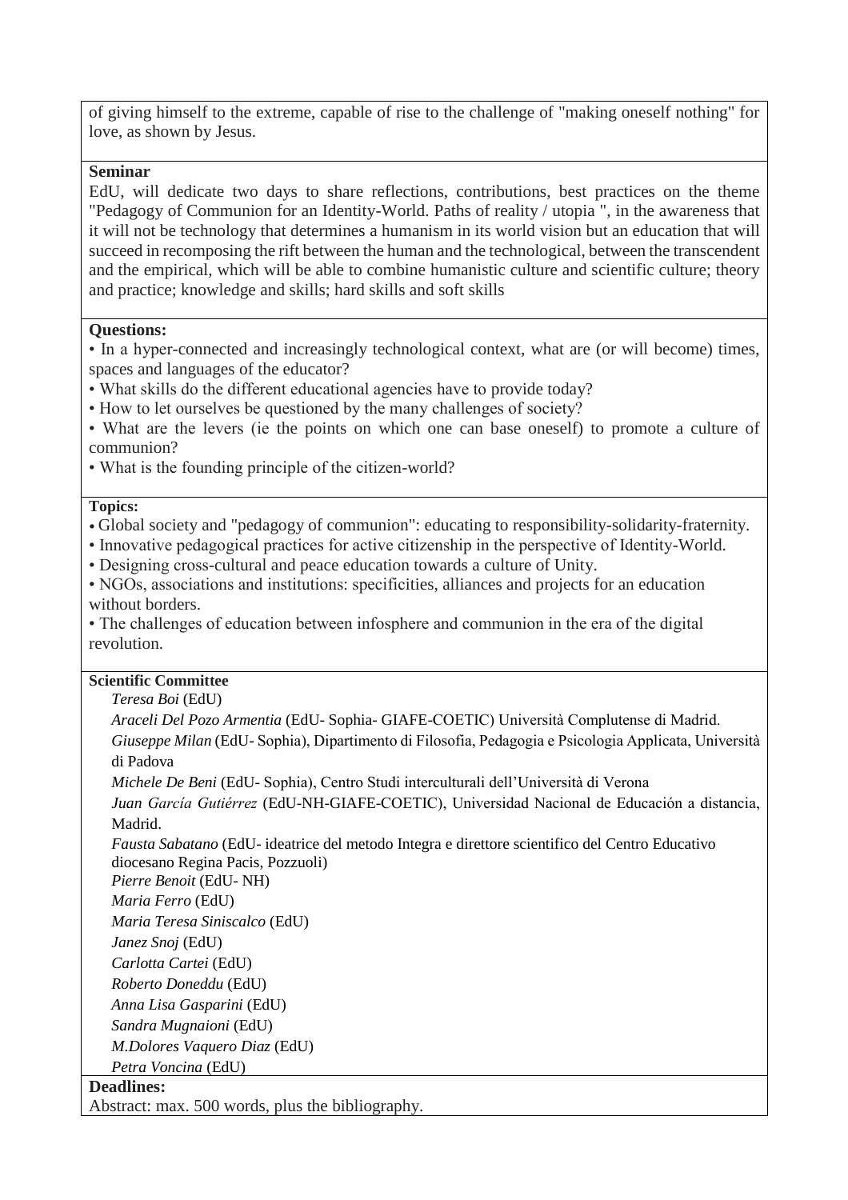of giving himself to the extreme, capable of rise to the challenge of "making oneself nothing" for love, as shown by Jesus.

**Seminar**

EdU, will dedicate two days to share reflections, contributions, best practices on the theme "Pedagogy of Communion for an Identity-World. Paths of reality / utopia ", in the awareness that it will not be technology that determines a humanism in its world vision but an education that will succeed in recomposing the rift between the human and the technological, between the transcendent and the empirical, which will be able to combine humanistic culture and scientific culture; theory and practice; knowledge and skills; hard skills and soft skills

**Questions:**

- In a hyper-connected and increasingly technological context, what are (or will become) times, spaces and languages of the educator?
- What skills do the different educational agencies have to provide today?
- How to let ourselves be questioned by the many challenges of society?
- What are the levers (ie the points on which one can base oneself) to promote a culture of communion?
- What is the founding principle of the citizen-world?

**Topics:**

- Global society and "pedagogy of communion": educating to responsibility-solidarity-fraternity.
- Innovative pedagogical practices for active citizenship in the perspective of Identity-World.
- Designing cross-cultural and peace education towards a culture of Unity.
- NGOs, associations and institutions: specificities, alliances and projects for an education without borders.
- The challenges of education between infosphere and communion in the era of the digital revolution.

**Scientific Committee**

*Teresa Boi* (EdU)
*Araceli Del Pozo Armentia* (EdU- Sophia- GIAFE-COETIC) Università Complutense di Madrid.
*Giuseppe Milan* (EdU- Sophia), Dipartimento di Filosofia, Pedagogia e Psicologia Applicata, Università di Padova
*Michele De Beni* (EdU- Sophia), Centro Studi interculturali dell'Università di Verona
*Juan García Gutiérrez* (EdU-NH-GIAFE-COETIC), Universidad Nacional de Educación a distancia, Madrid.
*Fausta Sabatano* (EdU- ideatrice del metodo Integra e direttore scientifico del Centro Educativo diocesano Regina Pacis, Pozzuoli)
*Pierre Benoit* (EdU- NH)
*Maria Ferro* (EdU)
*Maria Teresa Siniscalco* (EdU)
*Janez Snoj* (EdU)
*Carlotta Cartei* (EdU)
*Roberto Doneddu* (EdU)
*Anna Lisa Gasparini* (EdU)
*Sandra Mugnaioni* (EdU)
*M.Dolores Vaquero Diaz* (EdU)
*Petra Voncina* (EdU)

**Deadlines:**

Abstract: max. 500 words, plus the bibliography.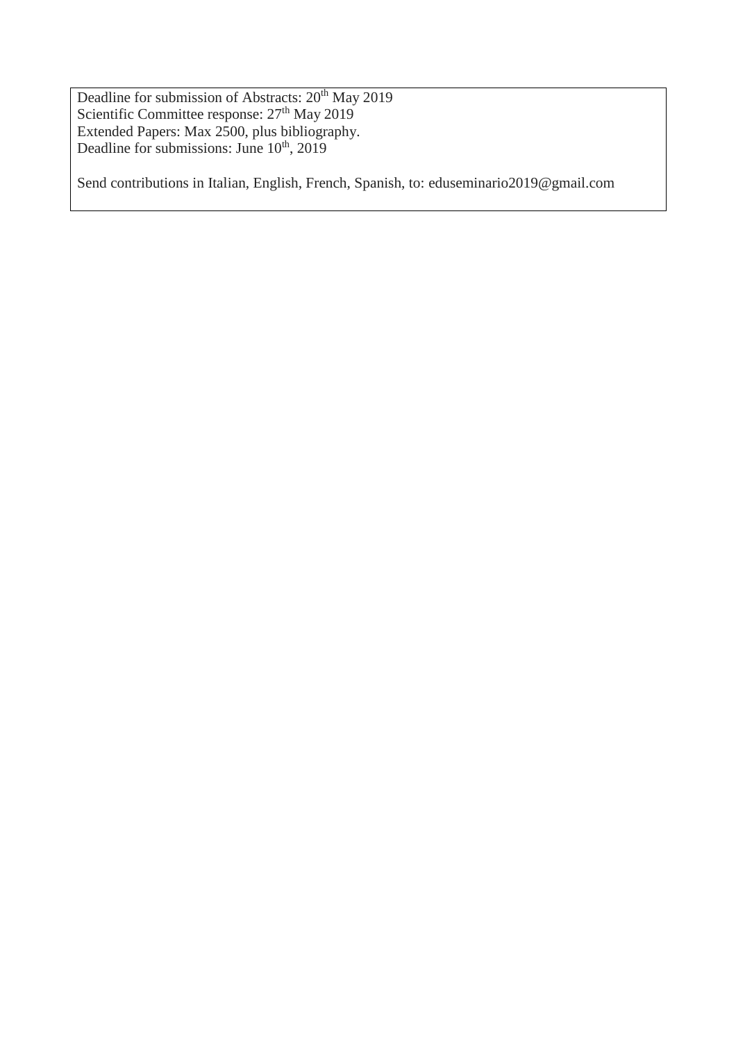Deadline for submission of Abstracts: 20th May 2019
Scientific Committee response: 27th May 2019
Extended Papers: Max 2500, plus bibliography.
Deadline for submissions: June 10th, 2019

Send contributions in Italian, English, French, Spanish, to: eduseminario2019@gmail.com